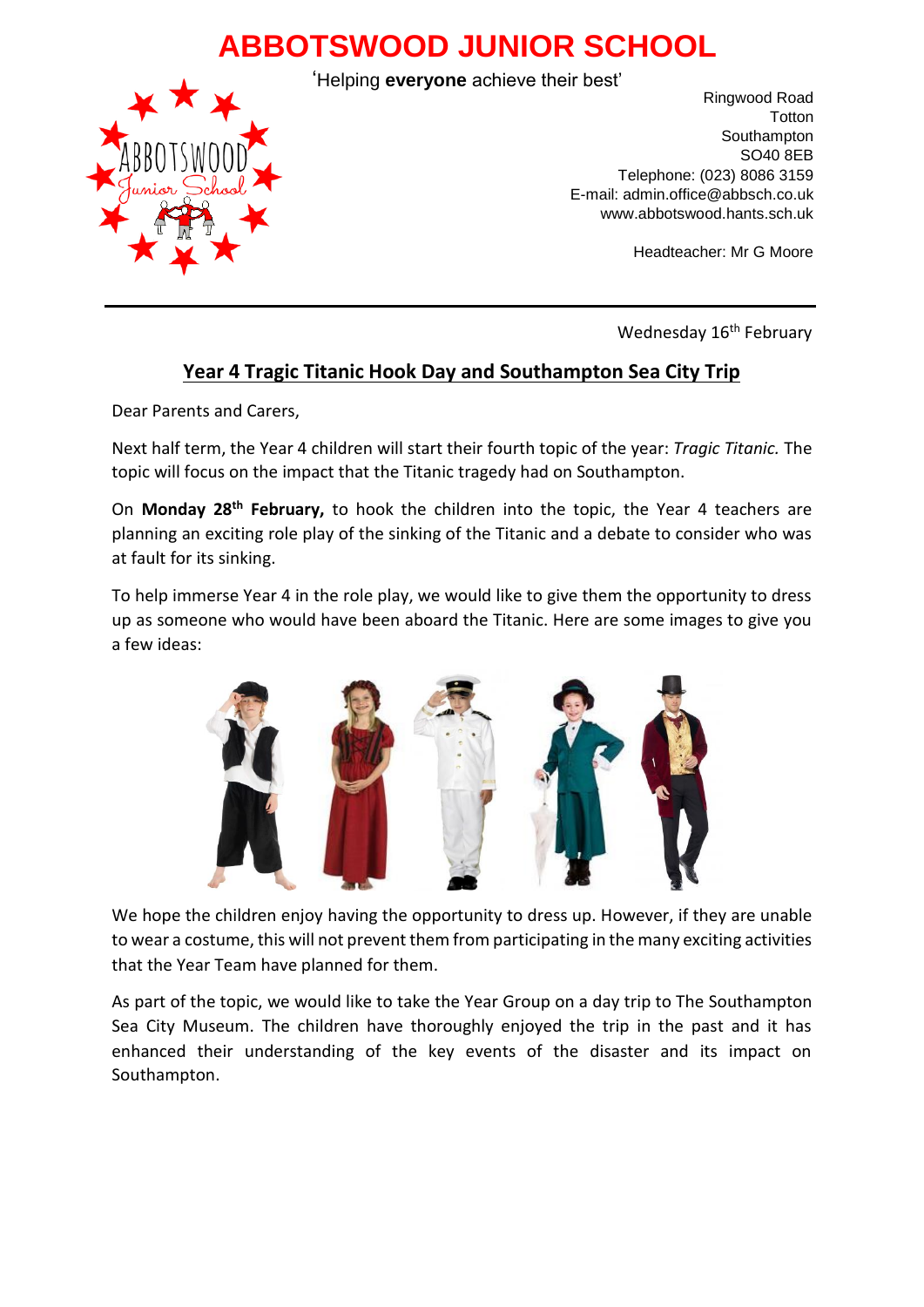# ABBOTSWOOD JUNIOR SCHOOL

'Helping **everyone** achieve their best'

Ringwood Road
Totton
Southampton
SO40 8EB
Telephone: (023) 8086 3159
E-mail: admin.office@abbsch.co.uk
www.abbotswood.hants.sch.uk

Headteacher: Mr G Moore

---

Wednesday 16th February

## Year 4 Tragic Titanic Hook Day and Southampton Sea City Trip

Dear Parents and Carers,

Next half term, the Year 4 children will start their fourth topic of the year: *Tragic Titanic.* The topic will focus on the impact that the Titanic tragedy had on Southampton.

On **Monday 28th February,** to hook the children into the topic, the Year 4 teachers are planning an exciting role play of the sinking of the Titanic and a debate to consider who was at fault for its sinking.

To help immerse Year 4 in the role play, we would like to give them the opportunity to dress up as someone who would have been aboard the Titanic. Here are some images to give you a few ideas:

We hope the children enjoy having the opportunity to dress up. However, if they are unable to wear a costume, this will not prevent them from participating in the many exciting activities that the Year Team have planned for them.

As part of the topic, we would like to take the Year Group on a day trip to The Southampton Sea City Museum. The children have thoroughly enjoyed the trip in the past and it has enhanced their understanding of the key events of the disaster and its impact on Southampton.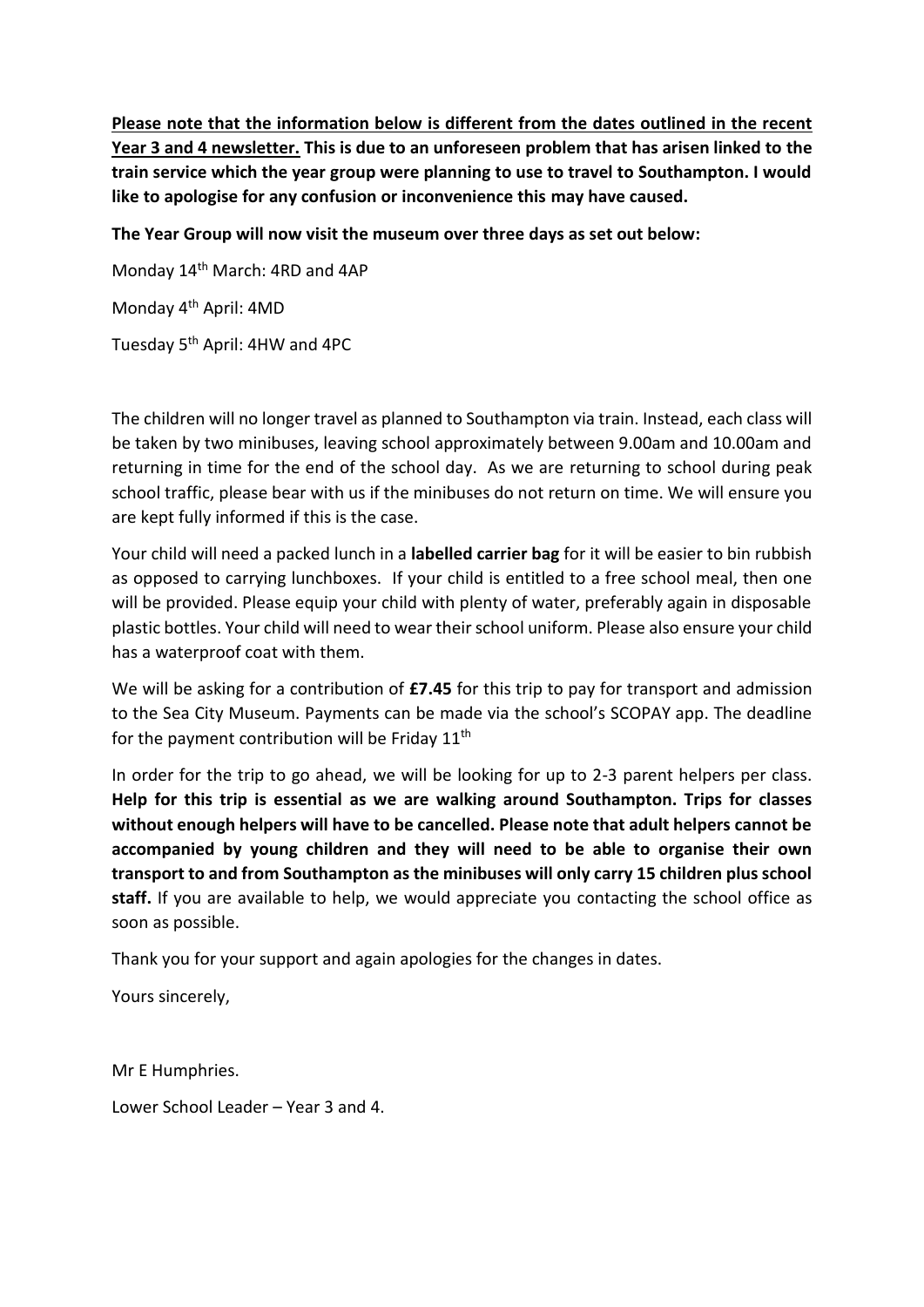**Please note that the information below is different from the dates outlined in the recent Year 3 and 4 newsletter. This is due to an unforeseen problem that has arisen linked to the train service which the year group were planning to use to travel to Southampton. I would like to apologise for any confusion or inconvenience this may have caused.**

**The Year Group will now visit the museum over three days as set out below:**

Monday 14th March: 4RD and 4AP

Monday 4th April: 4MD

Tuesday 5th April: 4HW and 4PC

The children will no longer travel as planned to Southampton via train. Instead, each class will be taken by two minibuses, leaving school approximately between 9.00am and 10.00am and returning in time for the end of the school day. As we are returning to school during peak school traffic, please bear with us if the minibuses do not return on time. We will ensure you are kept fully informed if this is the case.

Your child will need a packed lunch in a **labelled carrier bag** for it will be easier to bin rubbish as opposed to carrying lunchboxes. If your child is entitled to a free school meal, then one will be provided. Please equip your child with plenty of water, preferably again in disposable plastic bottles. Your child will need to wear their school uniform. Please also ensure your child has a waterproof coat with them.

We will be asking for a contribution of **£7.45** for this trip to pay for transport and admission to the Sea City Museum. Payments can be made via the school's SCOPAY app. The deadline for the payment contribution will be Friday 11th

In order for the trip to go ahead, we will be looking for up to 2-3 parent helpers per class. **Help for this trip is essential as we are walking around Southampton. Trips for classes without enough helpers will have to be cancelled. Please note that adult helpers cannot be accompanied by young children and they will need to be able to organise their own transport to and from Southampton as the minibuses will only carry 15 children plus school staff.** If you are available to help, we would appreciate you contacting the school office as soon as possible.

Thank you for your support and again apologies for the changes in dates.

Yours sincerely,

Mr E Humphries.

Lower School Leader – Year 3 and 4.